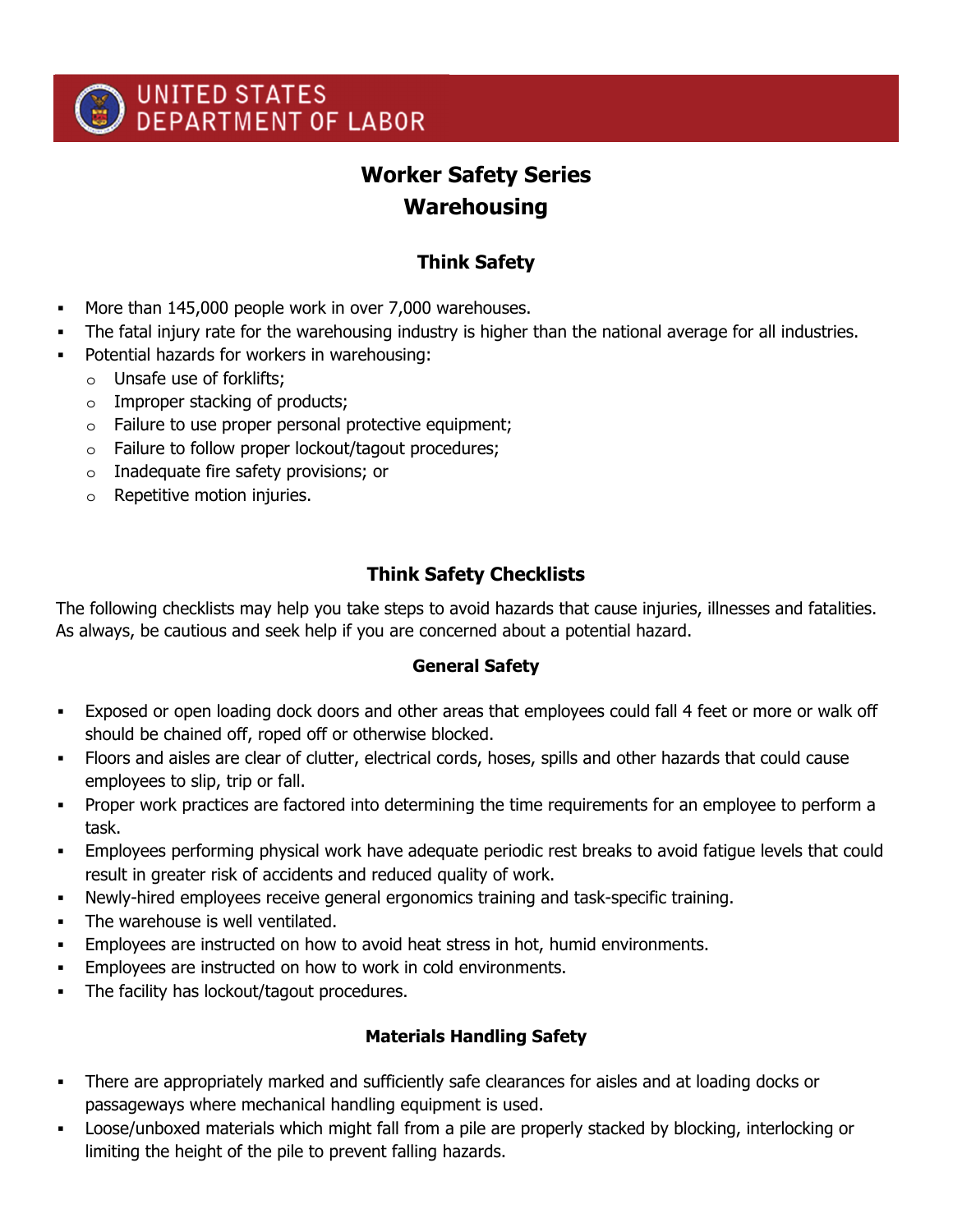UNITED STATES DEPARTMENT OF LABOR

# Worker Safety Series
# Warehousing

## Think Safety

- More than 145,000 people work in over 7,000 warehouses.
- The fatal injury rate for the warehousing industry is higher than the national average for all industries.
- Potential hazards for workers in warehousing:
  - Unsafe use of forklifts;
  - Improper stacking of products;
  - Failure to use proper personal protective equipment;
  - Failure to follow proper lockout/tagout procedures;
  - Inadequate fire safety provisions; or
  - Repetitive motion injuries.

## Think Safety Checklists

The following checklists may help you take steps to avoid hazards that cause injuries, illnesses and fatalities. As always, be cautious and seek help if you are concerned about a potential hazard.

### General Safety

- Exposed or open loading dock doors and other areas that employees could fall 4 feet or more or walk off should be chained off, roped off or otherwise blocked.
- Floors and aisles are clear of clutter, electrical cords, hoses, spills and other hazards that could cause employees to slip, trip or fall.
- Proper work practices are factored into determining the time requirements for an employee to perform a task.
- Employees performing physical work have adequate periodic rest breaks to avoid fatigue levels that could result in greater risk of accidents and reduced quality of work.
- Newly-hired employees receive general ergonomics training and task-specific training.
- The warehouse is well ventilated.
- Employees are instructed on how to avoid heat stress in hot, humid environments.
- Employees are instructed on how to work in cold environments.
- The facility has lockout/tagout procedures.

### Materials Handling Safety

- There are appropriately marked and sufficiently safe clearances for aisles and at loading docks or passageways where mechanical handling equipment is used.
- Loose/unboxed materials which might fall from a pile are properly stacked by blocking, interlocking or limiting the height of the pile to prevent falling hazards.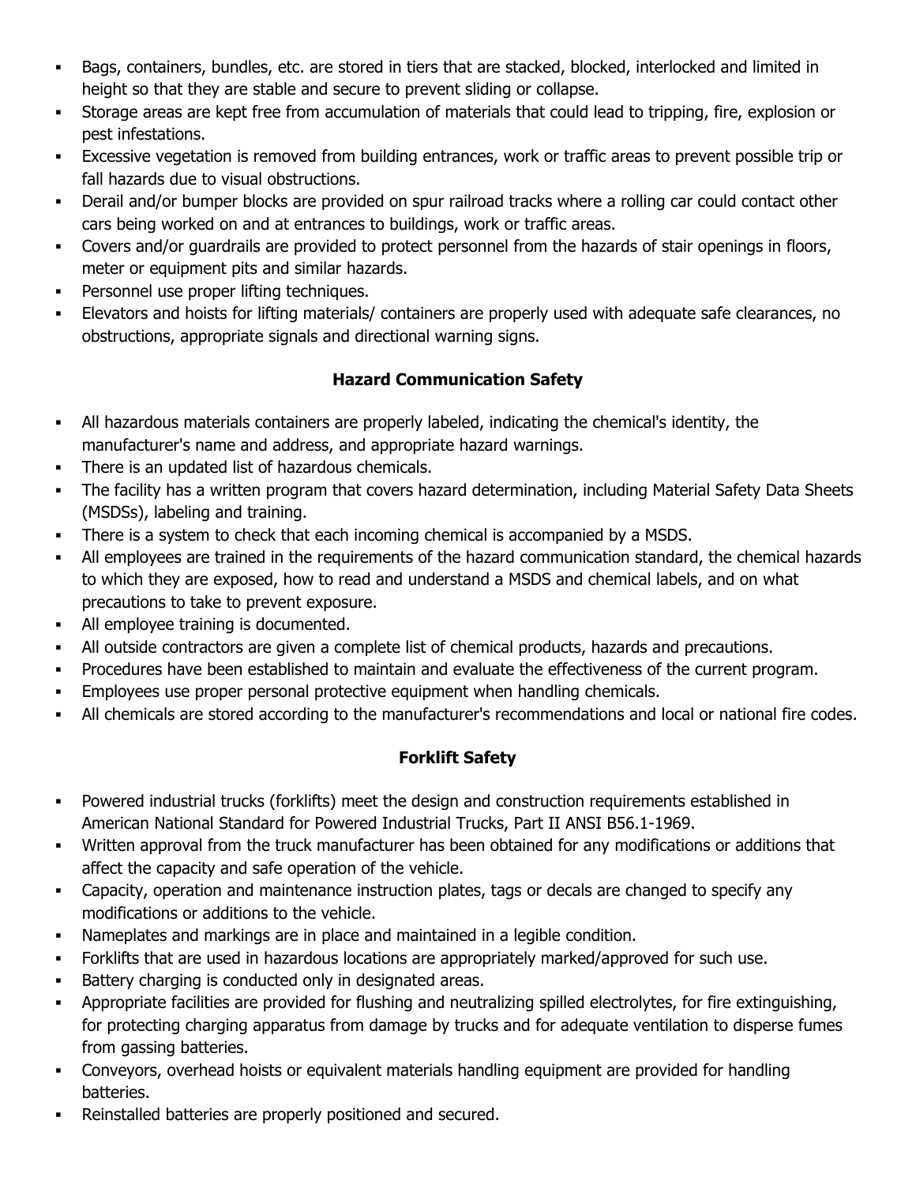- Bags, containers, bundles, etc. are stored in tiers that are stacked, blocked, interlocked and limited in height so that they are stable and secure to prevent sliding or collapse.
- Storage areas are kept free from accumulation of materials that could lead to tripping, fire, explosion or pest infestations.
- Excessive vegetation is removed from building entrances, work or traffic areas to prevent possible trip or fall hazards due to visual obstructions.
- Derail and/or bumper blocks are provided on spur railroad tracks where a rolling car could contact other cars being worked on and at entrances to buildings, work or traffic areas.
- Covers and/or guardrails are provided to protect personnel from the hazards of stair openings in floors, meter or equipment pits and similar hazards.
- Personnel use proper lifting techniques.
- Elevators and hoists for lifting materials/ containers are properly used with adequate safe clearances, no obstructions, appropriate signals and directional warning signs.

## Hazard Communication Safety

- All hazardous materials containers are properly labeled, indicating the chemical's identity, the manufacturer's name and address, and appropriate hazard warnings.
- There is an updated list of hazardous chemicals.
- The facility has a written program that covers hazard determination, including Material Safety Data Sheets (MSDSs), labeling and training.
- There is a system to check that each incoming chemical is accompanied by a MSDS.
- All employees are trained in the requirements of the hazard communication standard, the chemical hazards to which they are exposed, how to read and understand a MSDS and chemical labels, and on what precautions to take to prevent exposure.
- All employee training is documented.
- All outside contractors are given a complete list of chemical products, hazards and precautions.
- Procedures have been established to maintain and evaluate the effectiveness of the current program.
- Employees use proper personal protective equipment when handling chemicals.
- All chemicals are stored according to the manufacturer's recommendations and local or national fire codes.

## Forklift Safety

- Powered industrial trucks (forklifts) meet the design and construction requirements established in American National Standard for Powered Industrial Trucks, Part II ANSI B56.1-1969.
- Written approval from the truck manufacturer has been obtained for any modifications or additions that affect the capacity and safe operation of the vehicle.
- Capacity, operation and maintenance instruction plates, tags or decals are changed to specify any modifications or additions to the vehicle.
- Nameplates and markings are in place and maintained in a legible condition.
- Forklifts that are used in hazardous locations are appropriately marked/approved for such use.
- Battery charging is conducted only in designated areas.
- Appropriate facilities are provided for flushing and neutralizing spilled electrolytes, for fire extinguishing, for protecting charging apparatus from damage by trucks and for adequate ventilation to disperse fumes from gassing batteries.
- Conveyors, overhead hoists or equivalent materials handling equipment are provided for handling batteries.
- Reinstalled batteries are properly positioned and secured.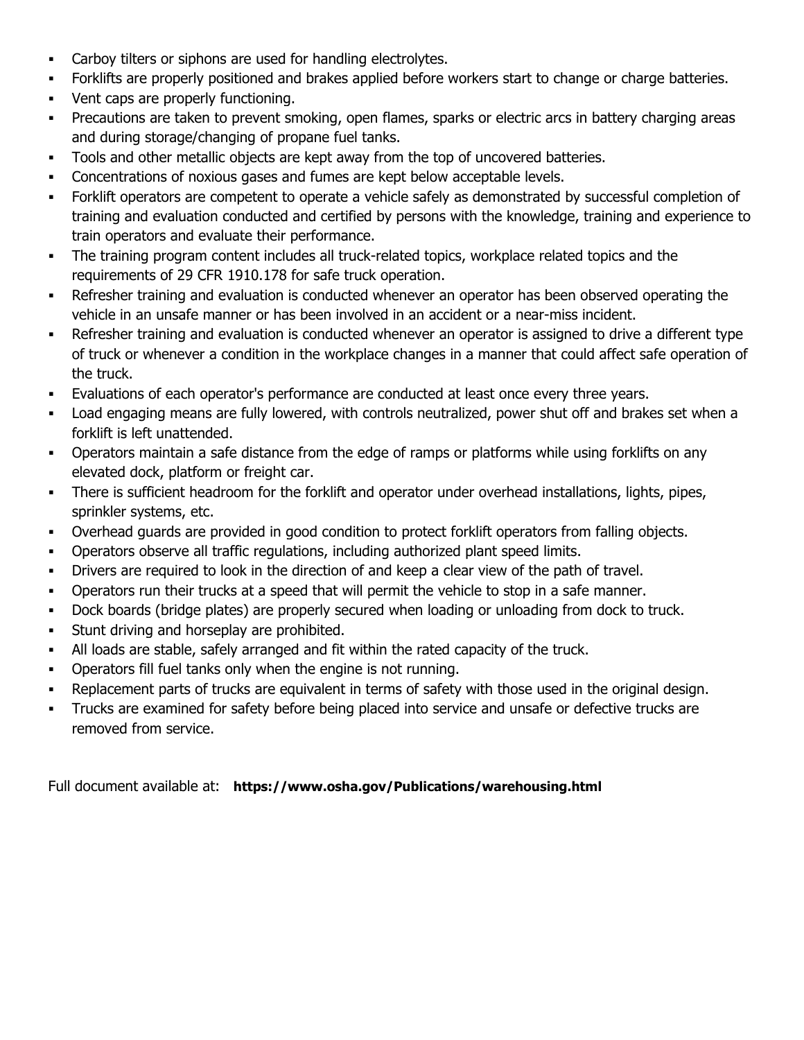- Carboy tilters or siphons are used for handling electrolytes.
- Forklifts are properly positioned and brakes applied before workers start to change or charge batteries.
- Vent caps are properly functioning.
- Precautions are taken to prevent smoking, open flames, sparks or electric arcs in battery charging areas and during storage/changing of propane fuel tanks.
- Tools and other metallic objects are kept away from the top of uncovered batteries.
- Concentrations of noxious gases and fumes are kept below acceptable levels.
- Forklift operators are competent to operate a vehicle safely as demonstrated by successful completion of training and evaluation conducted and certified by persons with the knowledge, training and experience to train operators and evaluate their performance.
- The training program content includes all truck-related topics, workplace related topics and the requirements of 29 CFR 1910.178 for safe truck operation.
- Refresher training and evaluation is conducted whenever an operator has been observed operating the vehicle in an unsafe manner or has been involved in an accident or a near-miss incident.
- Refresher training and evaluation is conducted whenever an operator is assigned to drive a different type of truck or whenever a condition in the workplace changes in a manner that could affect safe operation of the truck.
- Evaluations of each operator's performance are conducted at least once every three years.
- Load engaging means are fully lowered, with controls neutralized, power shut off and brakes set when a forklift is left unattended.
- Operators maintain a safe distance from the edge of ramps or platforms while using forklifts on any elevated dock, platform or freight car.
- There is sufficient headroom for the forklift and operator under overhead installations, lights, pipes, sprinkler systems, etc.
- Overhead guards are provided in good condition to protect forklift operators from falling objects.
- Operators observe all traffic regulations, including authorized plant speed limits.
- Drivers are required to look in the direction of and keep a clear view of the path of travel.
- Operators run their trucks at a speed that will permit the vehicle to stop in a safe manner.
- Dock boards (bridge plates) are properly secured when loading or unloading from dock to truck.
- Stunt driving and horseplay are prohibited.
- All loads are stable, safely arranged and fit within the rated capacity of the truck.
- Operators fill fuel tanks only when the engine is not running.
- Replacement parts of trucks are equivalent in terms of safety with those used in the original design.
- Trucks are examined for safety before being placed into service and unsafe or defective trucks are removed from service.

Full document available at: **https://www.osha.gov/Publications/warehousing.html**